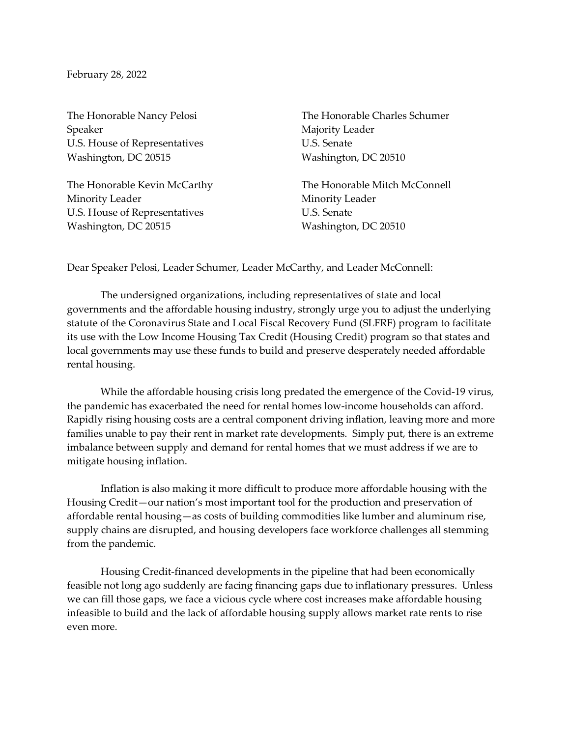February 28, 2022

The Honorable Nancy Pelosi
Speaker
U.S. House of Representatives
Washington, DC 20515

The Honorable Charles Schumer
Majority Leader
U.S. Senate
Washington, DC 20510

The Honorable Kevin McCarthy
Minority Leader
U.S. House of Representatives
Washington, DC 20515

The Honorable Mitch McConnell
Minority Leader
U.S. Senate
Washington, DC 20510

Dear Speaker Pelosi, Leader Schumer, Leader McCarthy, and Leader McConnell:

The undersigned organizations, including representatives of state and local governments and the affordable housing industry, strongly urge you to adjust the underlying statute of the Coronavirus State and Local Fiscal Recovery Fund (SLFRF) program to facilitate its use with the Low Income Housing Tax Credit (Housing Credit) program so that states and local governments may use these funds to build and preserve desperately needed affordable rental housing.

While the affordable housing crisis long predated the emergence of the Covid-19 virus, the pandemic has exacerbated the need for rental homes low-income households can afford. Rapidly rising housing costs are a central component driving inflation, leaving more and more families unable to pay their rent in market rate developments. Simply put, there is an extreme imbalance between supply and demand for rental homes that we must address if we are to mitigate housing inflation.

Inflation is also making it more difficult to produce more affordable housing with the Housing Credit—our nation's most important tool for the production and preservation of affordable rental housing—as costs of building commodities like lumber and aluminum rise, supply chains are disrupted, and housing developers face workforce challenges all stemming from the pandemic.

Housing Credit-financed developments in the pipeline that had been economically feasible not long ago suddenly are facing financing gaps due to inflationary pressures. Unless we can fill those gaps, we face a vicious cycle where cost increases make affordable housing infeasible to build and the lack of affordable housing supply allows market rate rents to rise even more.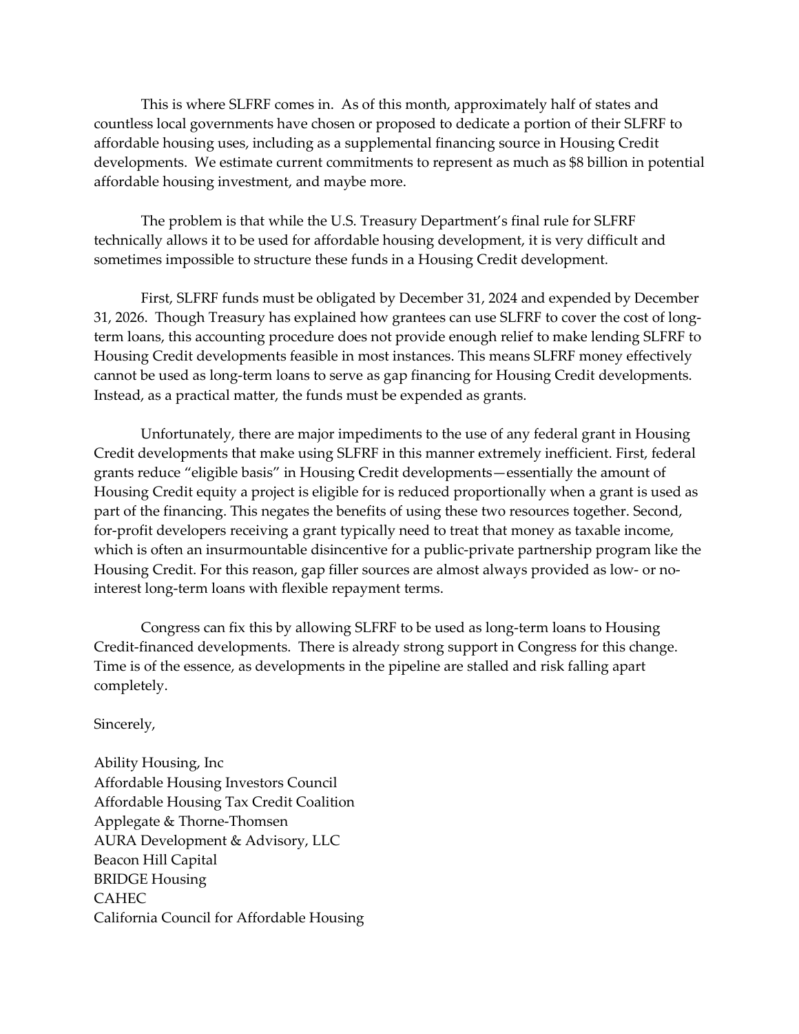This is where SLFRF comes in. As of this month, approximately half of states and countless local governments have chosen or proposed to dedicate a portion of their SLFRF to affordable housing uses, including as a supplemental financing source in Housing Credit developments. We estimate current commitments to represent as much as $8 billion in potential affordable housing investment, and maybe more.

The problem is that while the U.S. Treasury Department's final rule for SLFRF technically allows it to be used for affordable housing development, it is very difficult and sometimes impossible to structure these funds in a Housing Credit development.

First, SLFRF funds must be obligated by December 31, 2024 and expended by December 31, 2026. Though Treasury has explained how grantees can use SLFRF to cover the cost of long-term loans, this accounting procedure does not provide enough relief to make lending SLFRF to Housing Credit developments feasible in most instances. This means SLFRF money effectively cannot be used as long-term loans to serve as gap financing for Housing Credit developments. Instead, as a practical matter, the funds must be expended as grants.

Unfortunately, there are major impediments to the use of any federal grant in Housing Credit developments that make using SLFRF in this manner extremely inefficient. First, federal grants reduce "eligible basis" in Housing Credit developments—essentially the amount of Housing Credit equity a project is eligible for is reduced proportionally when a grant is used as part of the financing. This negates the benefits of using these two resources together. Second, for-profit developers receiving a grant typically need to treat that money as taxable income, which is often an insurmountable disincentive for a public-private partnership program like the Housing Credit. For this reason, gap filler sources are almost always provided as low- or no-interest long-term loans with flexible repayment terms.

Congress can fix this by allowing SLFRF to be used as long-term loans to Housing Credit-financed developments. There is already strong support in Congress for this change. Time is of the essence, as developments in the pipeline are stalled and risk falling apart completely.

Sincerely,

Ability Housing, Inc
Affordable Housing Investors Council
Affordable Housing Tax Credit Coalition
Applegate & Thorne-Thomsen
AURA Development & Advisory, LLC
Beacon Hill Capital
BRIDGE Housing
CAHEC
California Council for Affordable Housing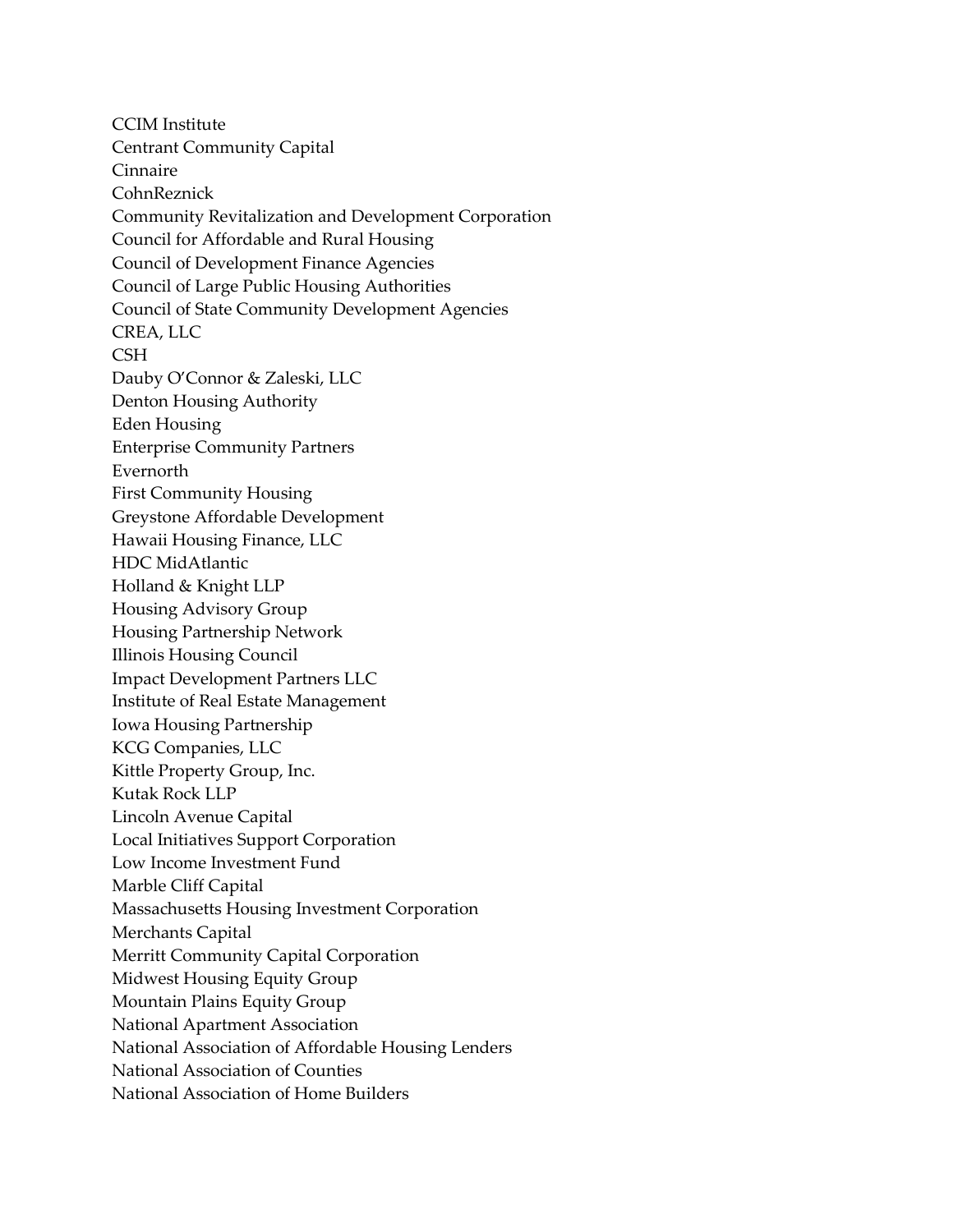CCIM Institute
Centrant Community Capital
Cinnaire
CohnReznick
Community Revitalization and Development Corporation
Council for Affordable and Rural Housing
Council of Development Finance Agencies
Council of Large Public Housing Authorities
Council of State Community Development Agencies
CREA, LLC
CSH
Dauby O'Connor & Zaleski, LLC
Denton Housing Authority
Eden Housing
Enterprise Community Partners
Evernorth
First Community Housing
Greystone Affordable Development
Hawaii Housing Finance, LLC
HDC MidAtlantic
Holland & Knight LLP
Housing Advisory Group
Housing Partnership Network
Illinois Housing Council
Impact Development Partners LLC
Institute of Real Estate Management
Iowa Housing Partnership
KCG Companies, LLC
Kittle Property Group, Inc.
Kutak Rock LLP
Lincoln Avenue Capital
Local Initiatives Support Corporation
Low Income Investment Fund
Marble Cliff Capital
Massachusetts Housing Investment Corporation
Merchants Capital
Merritt Community Capital Corporation
Midwest Housing Equity Group
Mountain Plains Equity Group
National Apartment Association
National Association of Affordable Housing Lenders
National Association of Counties
National Association of Home Builders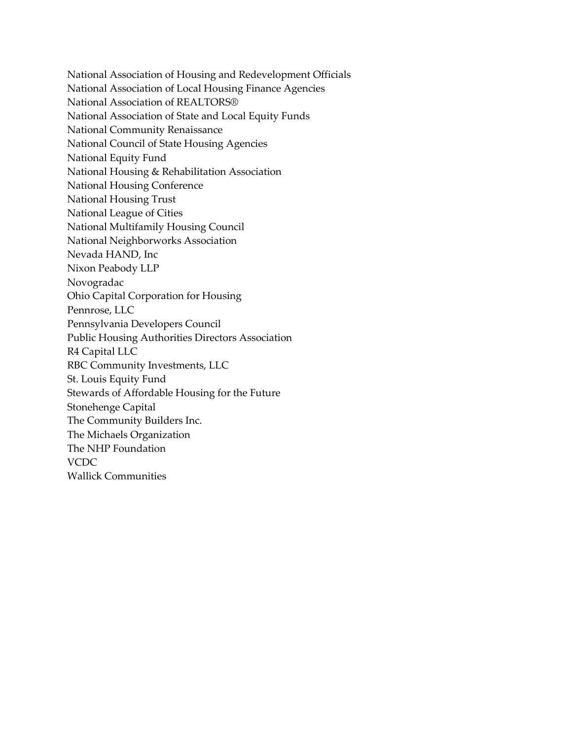National Association of Housing and Redevelopment Officials
National Association of Local Housing Finance Agencies
National Association of REALTORS®
National Association of State and Local Equity Funds
National Community Renaissance
National Council of State Housing Agencies
National Equity Fund
National Housing & Rehabilitation Association
National Housing Conference
National Housing Trust
National League of Cities
National Multifamily Housing Council
National Neighborworks Association
Nevada HAND, Inc
Nixon Peabody LLP
Novogradac
Ohio Capital Corporation for Housing
Pennrose, LLC
Pennsylvania Developers Council
Public Housing Authorities Directors Association
R4 Capital LLC
RBC Community Investments, LLC
St. Louis Equity Fund
Stewards of Affordable Housing for the Future
Stonehenge Capital
The Community Builders Inc.
The Michaels Organization
The NHP Foundation
VCDC
Wallick Communities